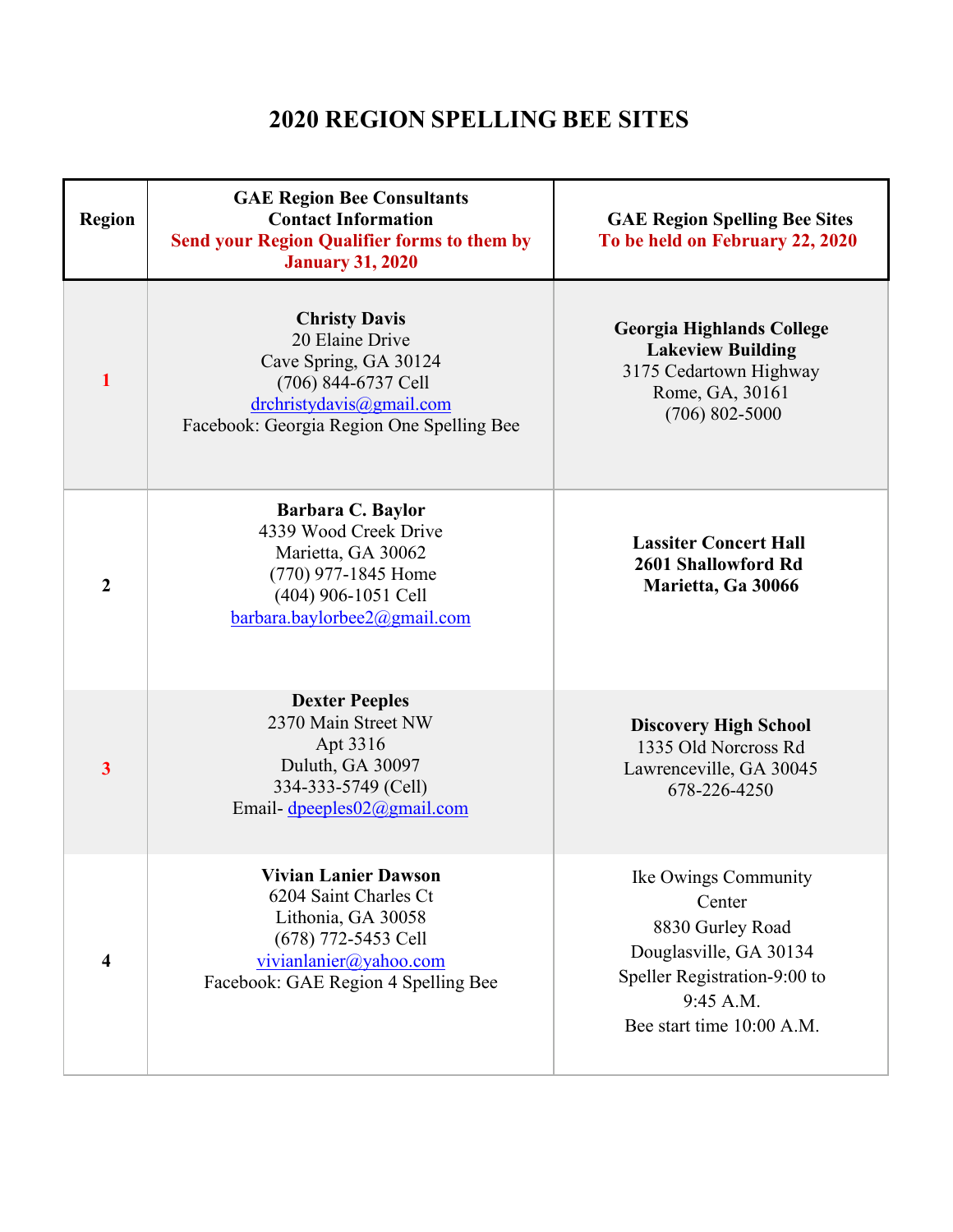# 2020 REGION SPELLING BEE SITES

| Region | GAE Region Bee Consultants Contact Information **Send your Region Qualifier forms to them by January 31, 2020** | GAE Region Spelling Bee Sites **To be held on February 22, 2020** |
|---|---|---|
| 1 | **Christy Davis**<br>20 Elaine Drive<br>Cave Spring, GA 30124<br>(706) 844-6737 Cell<br>drchristydavis@gmail.com<br>Facebook: Georgia Region One Spelling Bee | **Georgia Highlands College**<br>**Lakeview Building**<br>3175 Cedartown Highway<br>Rome, GA, 30161<br>(706) 802-5000 |
| 2 | **Barbara C. Baylor**<br>4339 Wood Creek Drive<br>Marietta, GA 30062<br>(770) 977-1845 Home<br>(404) 906-1051 Cell<br>barbara.baylorbee2@gmail.com | **Lassiter Concert Hall**<br>**2601 Shallowford Rd**<br>**Marietta, Ga 30066** |
| 3 | **Dexter Peeples**<br>2370 Main Street NW<br>Apt 3316<br>Duluth, GA 30097<br>334-333-5749 (Cell)<br>Email- dpeeples02@gmail.com | **Discovery High School**<br>1335 Old Norcross Rd<br>Lawrenceville, GA 30045<br>678-226-4250 |
| 4 | **Vivian Lanier Dawson**<br>6204 Saint Charles Ct<br>Lithonia, GA 30058<br>(678) 772-5453 Cell<br>vivianlanier@yahoo.com<br>Facebook: GAE Region 4 Spelling Bee | Ike Owings Community Center<br>8830 Gurley Road<br>Douglasville, GA 30134<br>Speller Registration-9:00 to 9:45 A.M.<br>Bee start time 10:00 A.M. |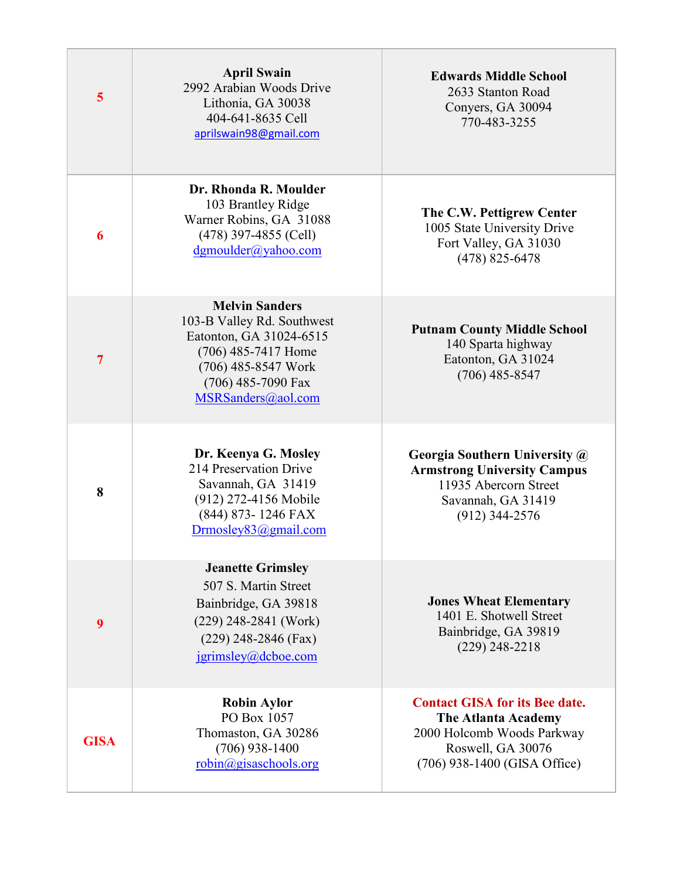| | | |
|---|---|---|
| 5 | **April Swain**<br>2992 Arabian Woods Drive<br>Lithonia, GA 30038<br>404-641-8635 Cell<br>aprilswain98@gmail.com | **Edwards Middle School**<br>2633 Stanton Road<br>Conyers, GA 30094<br>770-483-3255 |
| 6 | **Dr. Rhonda R. Moulder**<br>103 Brantley Ridge<br>Warner Robins, GA 31088<br>(478) 397-4855 (Cell)<br>dgmoulder@yahoo.com | **The C.W. Pettigrew Center**<br>1005 State University Drive<br>Fort Valley, GA 31030<br>(478) 825-6478 |
| 7 | **Melvin Sanders**<br>103-B Valley Rd. Southwest<br>Eatonton, GA 31024-6515<br>(706) 485-7417 Home<br>(706) 485-8547 Work<br>(706) 485-7090 Fax<br>MSRSanders@aol.com | **Putnam County Middle School**<br>140 Sparta highway<br>Eatonton, GA 31024<br>(706) 485-8547 |
| 8 | **Dr. Keenya G. Mosley**<br>214 Preservation Drive<br>Savannah, GA 31419<br>(912) 272-4156 Mobile<br>(844) 873- 1246 FAX<br>Drmosley83@gmail.com | **Georgia Southern University @ Armstrong University Campus**<br>11935 Abercorn Street<br>Savannah, GA 31419<br>(912) 344-2576 |
| 9 | **Jeanette Grimsley**<br>507 S. Martin Street<br>Bainbridge, GA 39818<br>(229) 248-2841 (Work)<br>(229) 248-2846 (Fax)<br>jgrimsley@dcboe.com | **Jones Wheat Elementary**<br>1401 E. Shotwell Street<br>Bainbridge, GA 39819<br>(229) 248-2218 |
| GISA | **Robin Aylor**<br>PO Box 1057<br>Thomaston, GA 30286<br>(706) 938-1400<br>robin@gisaschools.org | **Contact GISA for its Bee date.**<br>**The Atlanta Academy**<br>2000 Holcomb Woods Parkway<br>Roswell, GA 30076<br>(706) 938-1400 (GISA Office) |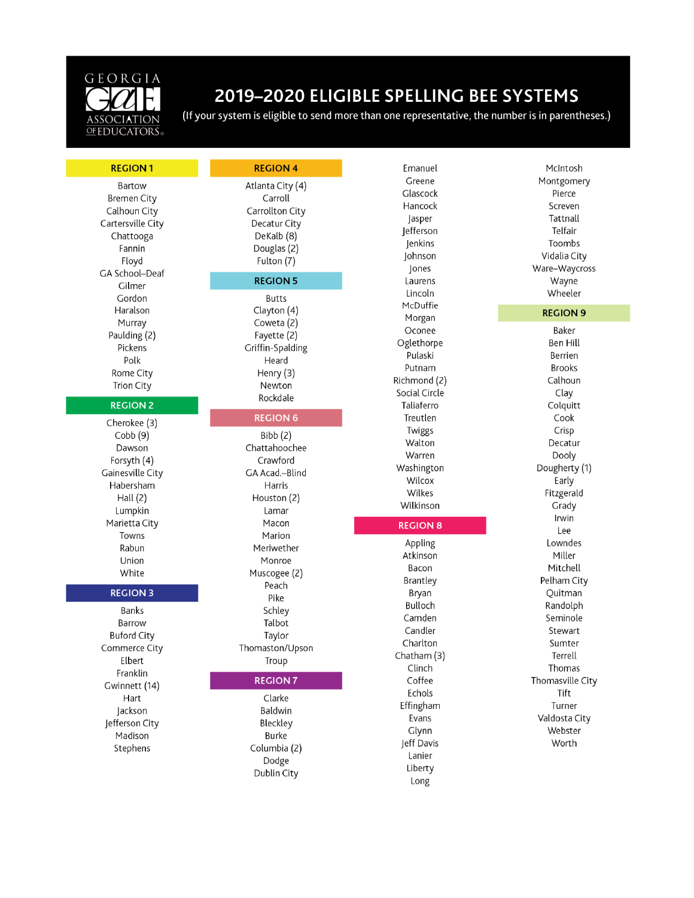GEORGIA ASSOCIATION OF EDUCATORS

# 2019–2020 ELIGIBLE SPELLING BEE SYSTEMS

(If your system is eligible to send more than one representative, the number is in parentheses.)

## REGION 1

Bartow
Bremen City
Calhoun City
Cartersville City
Chattooga
Fannin
Floyd
GA School–Deaf
Gilmer
Gordon
Haralson
Murray
Paulding (2)
Pickens
Polk
Rome City
Trion City

## REGION 2

Cherokee (3)
Cobb (9)
Dawson
Forsyth (4)
Gainesville City
Habersham
Hall (2)
Lumpkin
Marietta City
Towns
Rabun
Union
White

## REGION 3

Banks
Barrow
Buford City
Commerce City
Elbert
Franklin
Gwinnett (14)
Hart
Jackson
Jefferson City
Madison
Stephens

## REGION 4

Atlanta City (4)
Carroll
Carrollton City
Decatur City
DeKalb (8)
Douglas (2)
Fulton (7)

## REGION 5

Butts
Clayton (4)
Coweta (2)
Fayette (2)
Griffin-Spalding
Heard
Henry (3)
Newton
Rockdale

## REGION 6

Bibb (2)
Chattahoochee
Crawford
GA Acad.–Blind
Harris
Houston (2)
Lamar
Macon
Marion
Meriwether
Monroe
Muscogee (2)
Peach
Pike
Schley
Talbot
Taylor
Thomaston/Upson
Troup

## REGION 7

Clarke
Baldwin
Bleckley
Burke
Columbia (2)
Dodge
Dublin City
Emanuel
Greene
Glascock
Hancock
Jasper
Jefferson
Jenkins
Johnson
Jones
Laurens
Lincoln
McDuffie
Morgan
Oconee
Oglethorpe
Pulaski
Putnam
Richmond (2)
Social Circle
Taliaferro
Treutlen
Twiggs
Walton
Warren
Washington
Wilcox
Wilkes
Wilkinson

## REGION 8

Appling
Atkinson
Bacon
Brantley
Bryan
Bulloch
Camden
Candler
Charlton
Chatham (3)
Clinch
Coffee
Echols
Effingham
Evans
Glynn
Jeff Davis
Lanier
Liberty
Long
McIntosh
Montgomery
Pierce
Screven
Tattnall
Telfair
Toombs
Vidalia City
Ware–Waycross
Wayne
Wheeler

## REGION 9

Baker
Ben Hill
Berrien
Brooks
Calhoun
Clay
Colquitt
Cook
Crisp
Decatur
Dooly
Dougherty (1)
Early
Fitzgerald
Grady
Irwin
Lee
Lowndes
Miller
Mitchell
Pelham City
Quitman
Randolph
Seminole
Stewart
Sumter
Terrell
Thomas
Thomasville City
Tift
Turner
Valdosta City
Webster
Worth